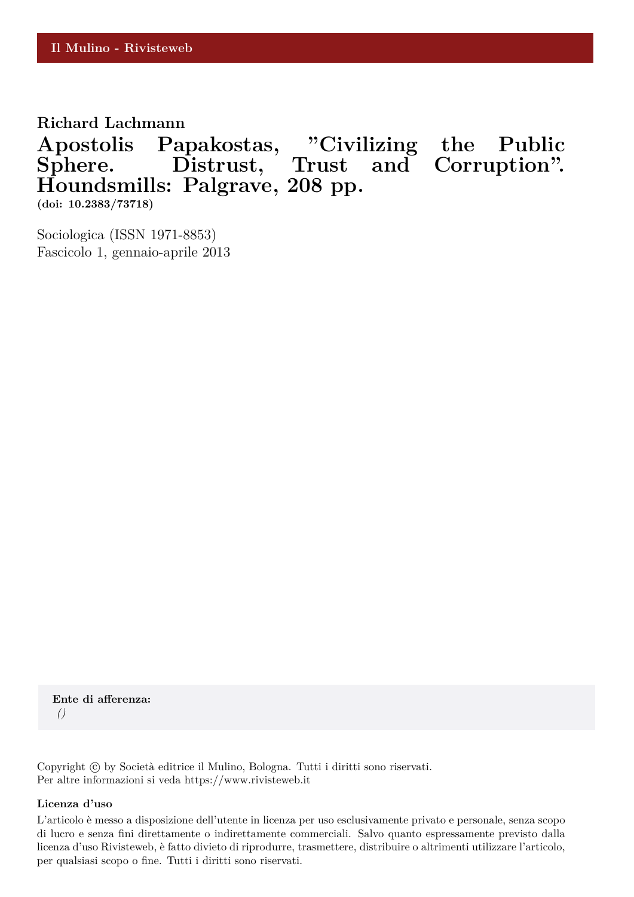Il Mulino - Rivisteweb

**Richard Lachmann**

# Apostolis Papakostas, "Civilizing the Public Sphere. Distrust, Trust and Corruption". Houndsmills: Palgrave, 208 pp.

**(doi: 10.2383/73718)**

Sociologica (ISSN 1971-8853)
Fascicolo 1, gennaio-aprile 2013

**Ente di afferenza:**
*()*

Copyright © by Società editrice il Mulino, Bologna. Tutti i diritti sono riservati.
Per altre informazioni si veda https://www.rivisteweb.it

**Licenza d'uso**

L'articolo è messo a disposizione dell'utente in licenza per uso esclusivamente privato e personale, senza scopo di lucro e senza fini direttamente o indirettamente commerciali. Salvo quanto espressamente previsto dalla licenza d'uso Rivisteweb, è fatto divieto di riprodurre, trasmettere, distribuire o altrimenti utilizzare l'articolo, per qualsiasi scopo o fine. Tutti i diritti sono riservati.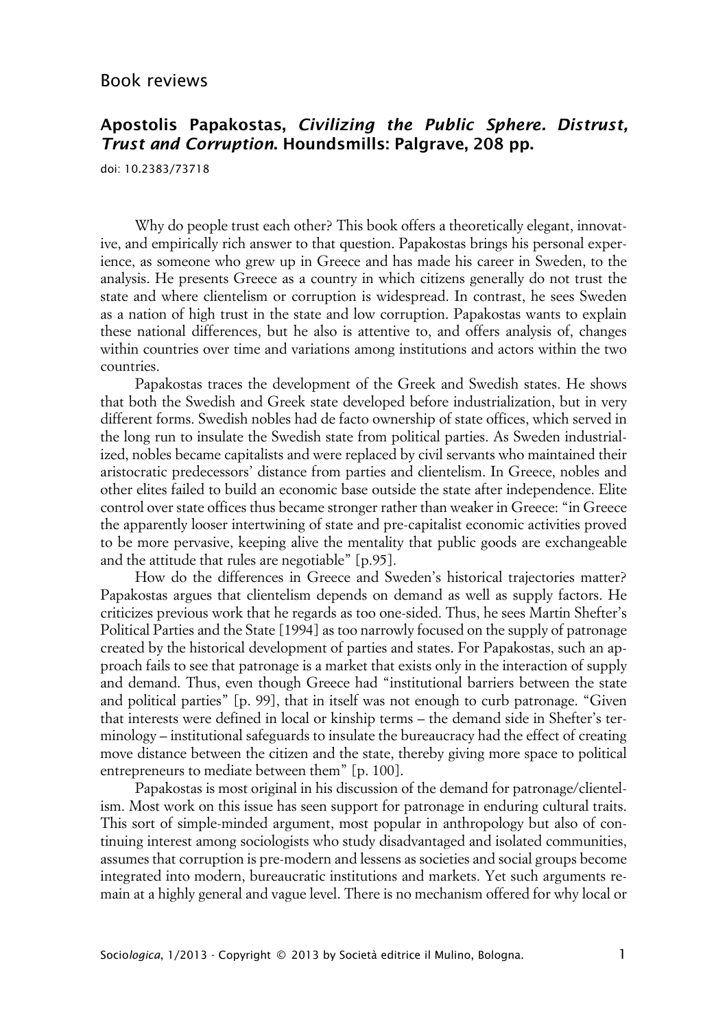Book reviews

## Apostolis Papakostas, *Civilizing the Public Sphere. Distrust, Trust and Corruption*. Houndsmills: Palgrave, 208 pp.

doi: 10.2383/73718

Why do people trust each other? This book offers a theoretically elegant, innovative, and empirically rich answer to that question. Papakostas brings his personal experience, as someone who grew up in Greece and has made his career in Sweden, to the analysis. He presents Greece as a country in which citizens generally do not trust the state and where clientelism or corruption is widespread. In contrast, he sees Sweden as a nation of high trust in the state and low corruption. Papakostas wants to explain these national differences, but he also is attentive to, and offers analysis of, changes within countries over time and variations among institutions and actors within the two countries.

Papakostas traces the development of the Greek and Swedish states. He shows that both the Swedish and Greek state developed before industrialization, but in very different forms. Swedish nobles had de facto ownership of state offices, which served in the long run to insulate the Swedish state from political parties. As Sweden industrialized, nobles became capitalists and were replaced by civil servants who maintained their aristocratic predecessors' distance from parties and clientelism. In Greece, nobles and other elites failed to build an economic base outside the state after independence. Elite control over state offices thus became stronger rather than weaker in Greece: "in Greece the apparently looser intertwining of state and pre-capitalist economic activities proved to be more pervasive, keeping alive the mentality that public goods are exchangeable and the attitude that rules are negotiable" [p.95].

How do the differences in Greece and Sweden's historical trajectories matter? Papakostas argues that clientelism depends on demand as well as supply factors. He criticizes previous work that he regards as too one-sided. Thus, he sees Martin Shefter's Political Parties and the State [1994] as too narrowly focused on the supply of patronage created by the historical development of parties and states. For Papakostas, such an approach fails to see that patronage is a market that exists only in the interaction of supply and demand. Thus, even though Greece had "institutional barriers between the state and political parties" [p. 99], that in itself was not enough to curb patronage. "Given that interests were defined in local or kinship terms – the demand side in Shefter's terminology – institutional safeguards to insulate the bureaucracy had the effect of creating move distance between the citizen and the state, thereby giving more space to political entrepreneurs to mediate between them" [p. 100].

Papakostas is most original in his discussion of the demand for patronage/clientelism. Most work on this issue has seen support for patronage in enduring cultural traits. This sort of simple-minded argument, most popular in anthropology but also of continuing interest among sociologists who study disadvantaged and isolated communities, assumes that corruption is pre-modern and lessens as societies and social groups become integrated into modern, bureaucratic institutions and markets. Yet such arguments remain at a highly general and vague level. There is no mechanism offered for why local or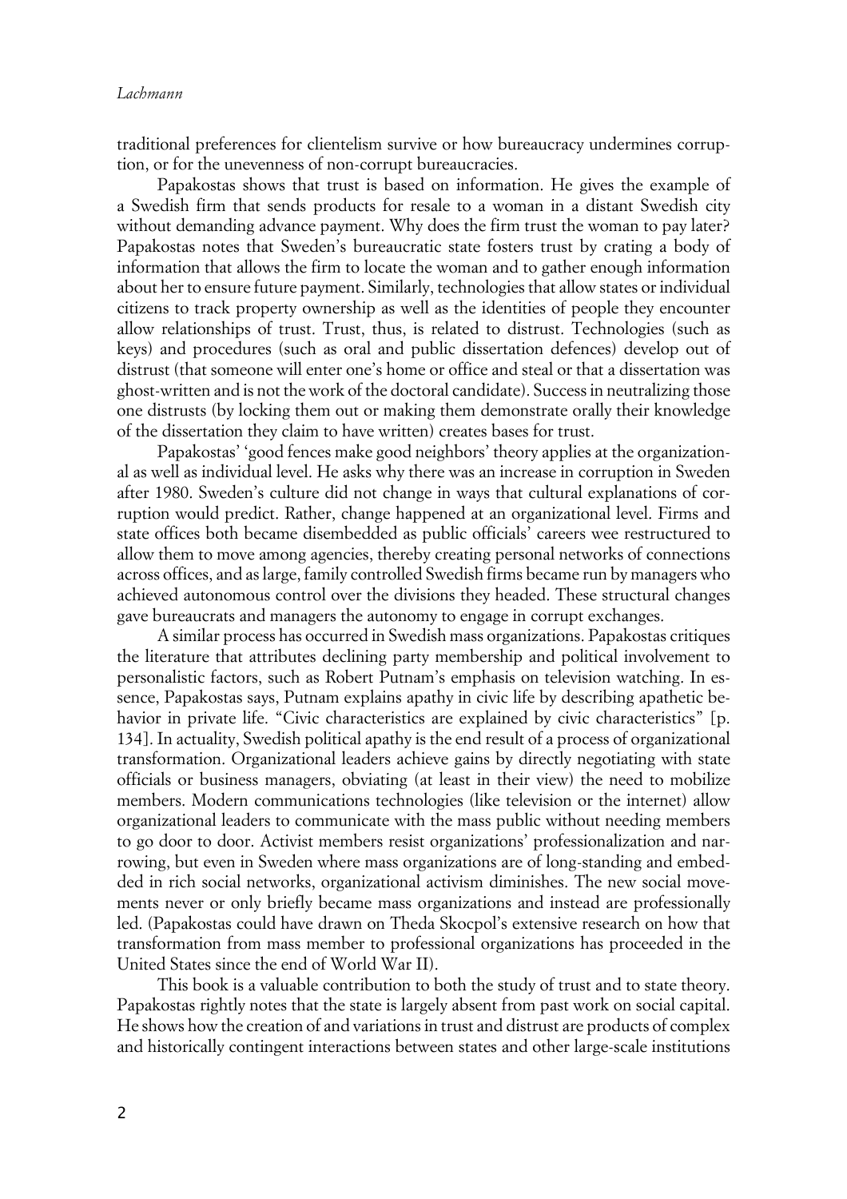traditional preferences for clientelism survive or how bureaucracy undermines corruption, or for the unevenness of non-corrupt bureaucracies.

Papakostas shows that trust is based on information. He gives the example of a Swedish firm that sends products for resale to a woman in a distant Swedish city without demanding advance payment. Why does the firm trust the woman to pay later? Papakostas notes that Sweden's bureaucratic state fosters trust by crating a body of information that allows the firm to locate the woman and to gather enough information about her to ensure future payment. Similarly, technologies that allow states or individual citizens to track property ownership as well as the identities of people they encounter allow relationships of trust. Trust, thus, is related to distrust. Technologies (such as keys) and procedures (such as oral and public dissertation defences) develop out of distrust (that someone will enter one's home or office and steal or that a dissertation was ghost-written and is not the work of the doctoral candidate). Success in neutralizing those one distrusts (by locking them out or making them demonstrate orally their knowledge of the dissertation they claim to have written) creates bases for trust.

Papakostas' 'good fences make good neighbors' theory applies at the organizational as well as individual level. He asks why there was an increase in corruption in Sweden after 1980. Sweden's culture did not change in ways that cultural explanations of corruption would predict. Rather, change happened at an organizational level. Firms and state offices both became disembedded as public officials' careers wee restructured to allow them to move among agencies, thereby creating personal networks of connections across offices, and as large, family controlled Swedish firms became run by managers who achieved autonomous control over the divisions they headed. These structural changes gave bureaucrats and managers the autonomy to engage in corrupt exchanges.

A similar process has occurred in Swedish mass organizations. Papakostas critiques the literature that attributes declining party membership and political involvement to personalistic factors, such as Robert Putnam's emphasis on television watching. In essence, Papakostas says, Putnam explains apathy in civic life by describing apathetic behavior in private life. "Civic characteristics are explained by civic characteristics" [p. 134]. In actuality, Swedish political apathy is the end result of a process of organizational transformation. Organizational leaders achieve gains by directly negotiating with state officials or business managers, obviating (at least in their view) the need to mobilize members. Modern communications technologies (like television or the internet) allow organizational leaders to communicate with the mass public without needing members to go door to door. Activist members resist organizations' professionalization and narrowing, but even in Sweden where mass organizations are of long-standing and embedded in rich social networks, organizational activism diminishes. The new social movements never or only briefly became mass organizations and instead are professionally led. (Papakostas could have drawn on Theda Skocpol's extensive research on how that transformation from mass member to professional organizations has proceeded in the United States since the end of World War II).

This book is a valuable contribution to both the study of trust and to state theory. Papakostas rightly notes that the state is largely absent from past work on social capital. He shows how the creation of and variations in trust and distrust are products of complex and historically contingent interactions between states and other large-scale institutions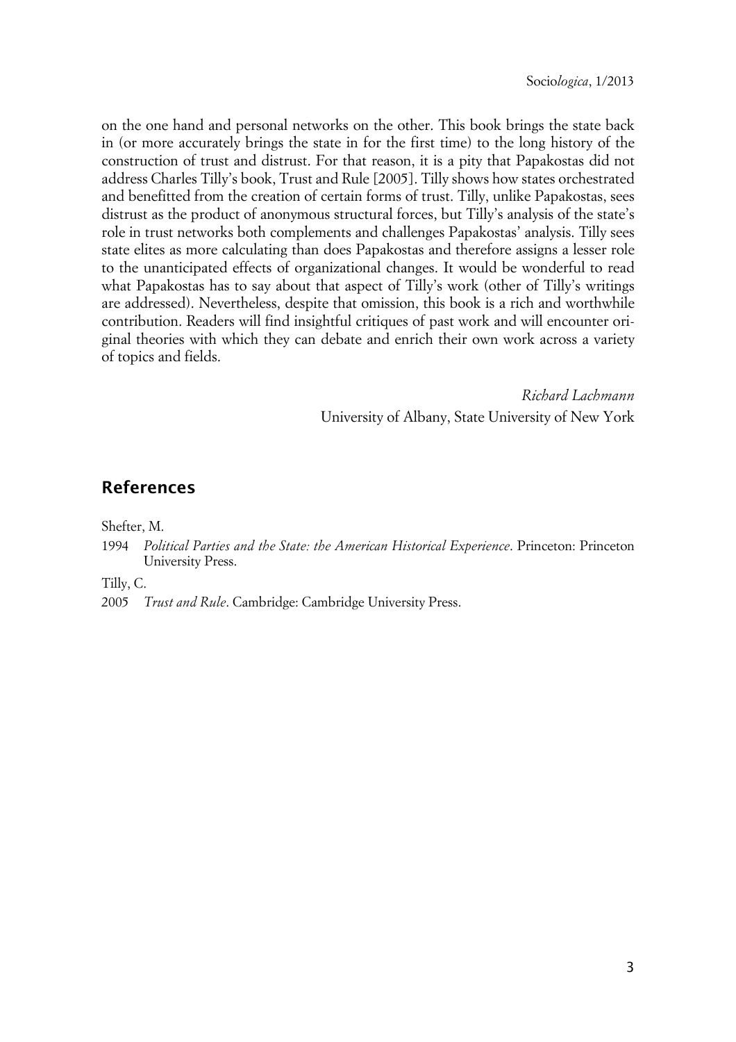on the one hand and personal networks on the other. This book brings the state back in (or more accurately brings the state in for the first time) to the long history of the construction of trust and distrust. For that reason, it is a pity that Papakostas did not address Charles Tilly's book, Trust and Rule [2005]. Tilly shows how states orchestrated and benefitted from the creation of certain forms of trust. Tilly, unlike Papakostas, sees distrust as the product of anonymous structural forces, but Tilly's analysis of the state's role in trust networks both complements and challenges Papakostas' analysis. Tilly sees state elites as more calculating than does Papakostas and therefore assigns a lesser role to the unanticipated effects of organizational changes. It would be wonderful to read what Papakostas has to say about that aspect of Tilly's work (other of Tilly's writings are addressed). Nevertheless, despite that omission, this book is a rich and worthwhile contribution. Readers will find insightful critiques of past work and will encounter original theories with which they can debate and enrich their own work across a variety of topics and fields.

*Richard Lachmann*
University of Albany, State University of New York

## References

Shefter, M.

1994 *Political Parties and the State: the American Historical Experience*. Princeton: Princeton University Press.

Tilly, C.

2005 *Trust and Rule*. Cambridge: Cambridge University Press.